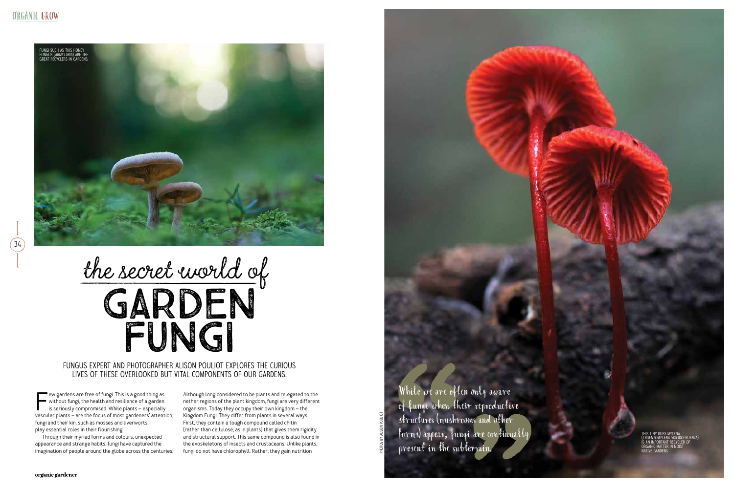FUNGI SUCH AS THIS HONEY FUNGUS (ARMILLARIA) ARE THE GREAT RECYCLERS IN GARDENS.

# the secret world of GARDEN FUNGI

FUNGUS EXPERT AND PHOTOGRAPHER ALISON POULIOT EXPLORES THE CURIOUS LIVES OF THESE OVERLOOKED BUT VITAL COMPONENTS OF OUR GARDENS.

Few gardens are free of fungi. This is a good thing as without fungi, the health and resilience of a garden is seriously compromised. While plants – especially vascular plants – are the focus of most gardeners' attention, fungi and their kin, such as mosses and liverworts, play essential roles in their flourishing.

Through their myriad forms and colours, unexpected appearance and strange habits, fungi have captured the imagination of people around the globe across the centuries.

Although long considered to be plants and relegated to the nether regions of the plant kingdom, fungi are very different organisms. Today they occupy their own kingdom – the Kingdom Fungi. They differ from plants in several ways. First, they contain a tough compound called chitin (rather than cellulose, as in plants) that gives them rigidity and structural support. This same compound is also found in the exoskeletons of insects and crustaceans. Unlike plants, fungi do not have chlorophyll. Rather, they gain nutrition

> While we are often only aware of fungi when their reproductive structures (mushrooms and other forms) appear, fungi are continually present in the subterrain.

PHOTOS BY ALISON POULIOT

THIS TINY RUBY MYCENA (CRUENTOMYCENA VISCIDOCRUENTA) IS AN IMPORTANT RECYCLER OF ORGANIC MATTER IN MOIST NATIVE GARDENS.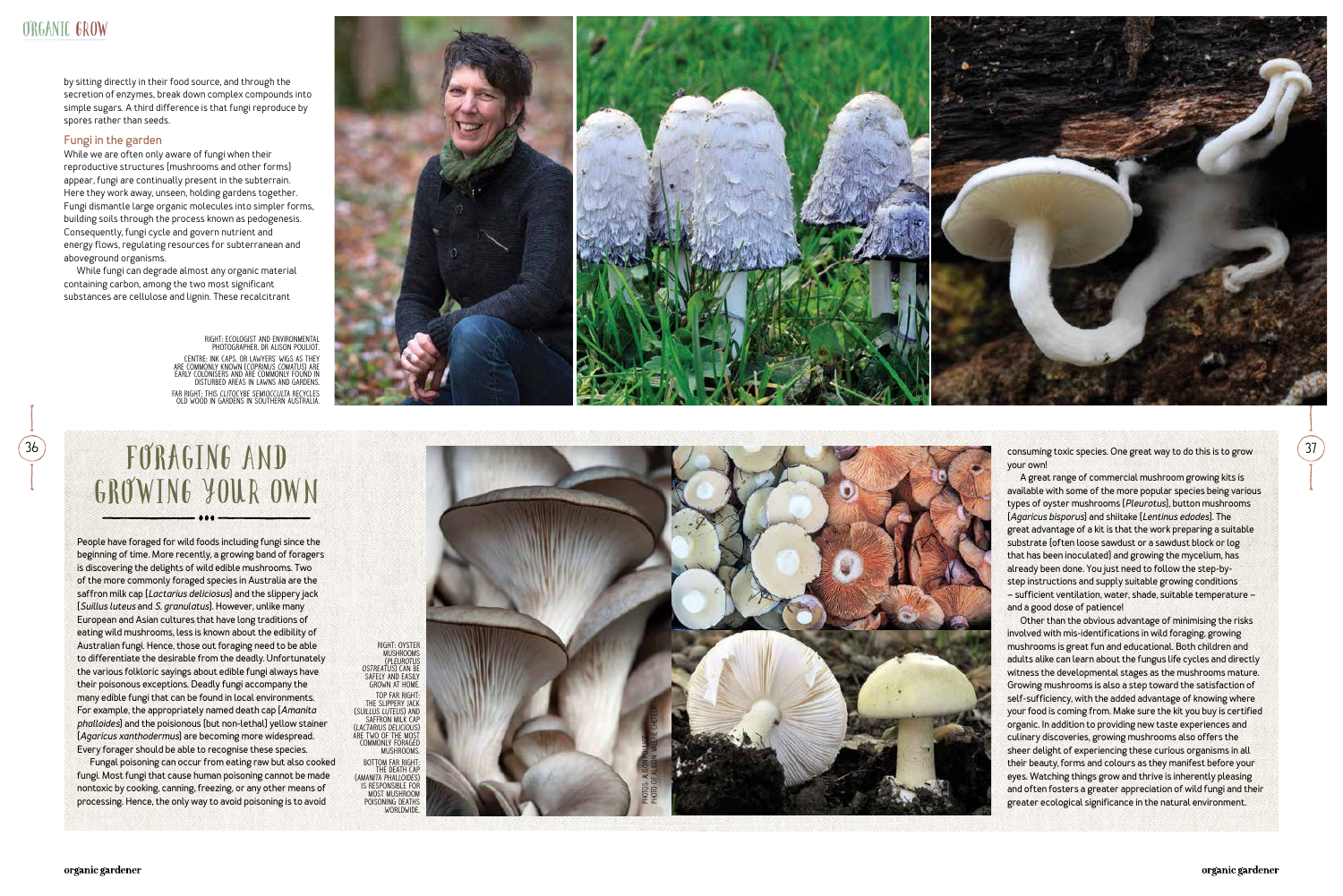by sitting directly in their food source, and through the secretion of enzymes, break down complex compounds into simple sugars. A third difference is that fungi reproduce by spores rather than seeds.

### Fungi in the garden

While we are often only aware of fungi when their reproductive structures (mushrooms and other forms) appear, fungi are continually present in the subterrain. Here they work away, unseen, holding gardens together. Fungi dismantle large organic molecules into simpler forms, building soils through the process known as pedogenesis. Consequently, fungi cycle and govern nutrient and energy flows, regulating resources for subterranean and aboveground organisms.

While fungi can degrade almost any organic material containing carbon, among the two most significant substances are cellulose and lignin. These recalcitrant

RIGHT: ECOLOGIST AND ENVIRONMENTAL PHOTOGRAPHER, DR ALISON POULIOT.

CENTRE: INK CAPS, OR LAWYERS' WIGS AS THEY ARE COMMONLY KNOWN (*COPRINUS COMATUS*) ARE EARLY COLONISERS AND ARE COMMONLY FOUND IN DISTURBED AREAS IN LAWNS AND GARDENS.

FAR RIGHT: THIS *CLITOCYBE SEMIOCCULTA* RECYCLES OLD WOOD IN GARDENS IN SOUTHERN AUSTRALIA.

## Foraging and growing your own

People have foraged for wild foods including fungi since the beginning of time. More recently, a growing band of foragers is discovering the delights of wild edible mushrooms. Two of the more commonly foraged species in Australia are the saffron milk cap (*Lactarius deliciosus*) and the slippery jack (*Suillus luteus* and *S. granulatus*). However, unlike many European and Asian cultures that have long traditions of eating wild mushrooms, less is known about the edibility of Australian fungi. Hence, those out foraging need to be able to differentiate the desirable from the deadly. Unfortunately the various folkloric sayings about edible fungi always have their poisonous exceptions. Deadly fungi accompany the many edible fungi that can be found in local environments. For example, the appropriately named death cap (*Amanita phalloides*) and the poisonous (but non-lethal) yellow stainer (*Agaricus xanthodermus*) are becoming more widespread. Every forager should be able to recognise these species.

Fungal poisoning can occur from eating raw but also cooked fungi. Most fungi that cause human poisoning cannot be made nontoxic by cooking, canning, freezing, or any other means of processing. Hence, the only way to avoid poisoning is to avoid consuming toxic species. One great way to do this is to grow your own!

A great range of commercial mushroom growing kits is available with some of the more popular species being various types of oyster mushrooms (*Pleurotus*), button mushrooms (*Agaricus bisporus*) and shiitake (*Lentinus edodes*). The great advantage of a kit is that the work preparing a suitable substrate (often loose sawdust or a sawdust block or log that has been inoculated) and growing the mycelium, has already been done. You just need to follow the step-by-step instructions and supply suitable growing conditions – sufficient ventilation, water, shade, suitable temperature – and a good dose of patience!

Other than the obvious advantage of minimising the risks involved with mis-identifications in wild foraging, growing mushrooms is great fun and educational. Both children and adults alike can learn about the fungus life cycles and directly witness the developmental stages as the mushrooms mature. Growing mushrooms is also a step toward the satisfaction of self-sufficiency, with the added advantage of knowing where your food is coming from. Make sure the kit you buy is certified organic. In addition to providing new taste experiences and culinary discoveries, growing mushrooms also offers the sheer delight of experiencing these curious organisms in all their beauty, forms and colours as they manifest before your eyes. Watching things grow and thrive is inherently pleasing and often fosters a greater appreciation of wild fungi and their greater ecological significance in the natural environment.

RIGHT: OYSTER MUSHROOMS (*PLEUROTUS OSTREATUS*) CAN BE SAFELY AND EASILY GROWN AT HOME.

TOP FAR RIGHT: THE SLIPPERY JACK (*SUILLUS LUTEUS*) AND SAFFRON MILK CAP (*LACTARIUS DELICIOUS*) ARE TWO OF THE MOST COMMONLY FORAGED MUSHROOMS.

BOTTOM FAR RIGHT: THE DEATH CAP (*AMANITA PHALLOIDES*) IS RESPONSIBLE FOR MOST MUSHROOM POISONING DEATHS WORLDWIDE.

PHOTOS: ALISON POULIOT. PHOTO OF ALISON: VALERIE CHETELAT.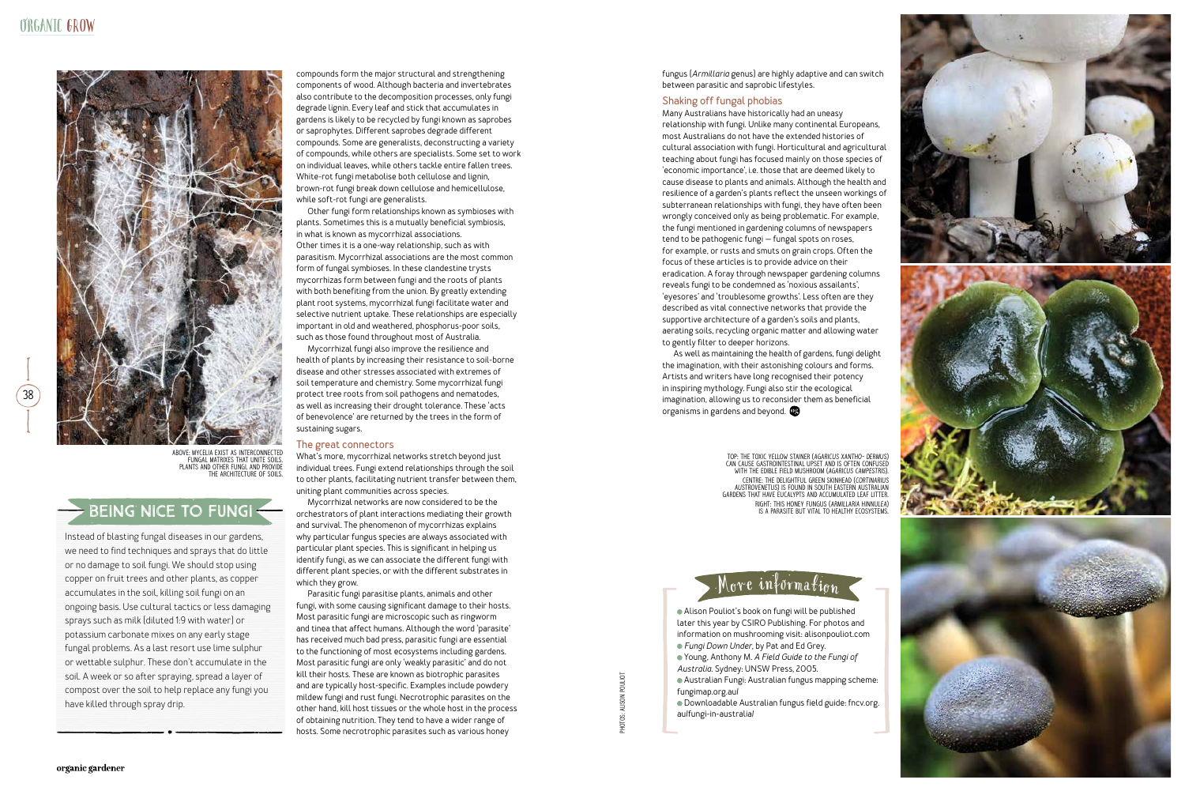ABOVE: MYCELIA EXIST AS INTERCONNECTED FUNGAL MATRIXES THAT UNITE SOILS, PLANTS AND OTHER FUNGI, AND PROVIDE THE ARCHITECTURE OF SOILS.

## BEING NICE TO FUNGI

Instead of blasting fungal diseases in our gardens, we need to find techniques and sprays that do little or no damage to soil fungi. We should stop using copper on fruit trees and other plants, as copper accumulates in the soil, killing soil fungi on an ongoing basis. Use cultural tactics or less damaging sprays such as milk (diluted 1:9 with water) or potassium carbonate mixes on any early stage fungal problems. As a last resort use lime sulphur or wettable sulphur. These don't accumulate in the soil. A week or so after spraying, spread a layer of compost over the soil to help replace any fungi you have killed through spray drip.

compounds form the major structural and strengthening components of wood. Although bacteria and invertebrates also contribute to the decomposition processes, only fungi degrade lignin. Every leaf and stick that accumulates in gardens is likely to be recycled by fungi known as saprobes or saprophytes. Different saprobes degrade different compounds. Some are generalists, deconstructing a variety of compounds, while others are specialists. Some set to work on individual leaves, while others tackle entire fallen trees. White-rot fungi metabolise both cellulose and lignin, brown-rot fungi break down cellulose and hemicellulose, while soft-rot fungi are generalists.

Other fungi form relationships known as symbioses with plants. Sometimes this is a mutually beneficial symbiosis, in what is known as mycorrhizal associations. Other times it is a one-way relationship, such as with parasitism. Mycorrhizal associations are the most common form of fungal symbioses. In these clandestine trysts mycorrhizas form between fungi and the roots of plants with both benefiting from the union. By greatly extending plant root systems, mycorrhizal fungi facilitate water and selective nutrient uptake. These relationships are especially important in old and weathered, phosphorus-poor soils, such as those found throughout most of Australia.

Mycorrhizal fungi also improve the resilience and health of plants by increasing their resistance to soil-borne disease and other stresses associated with extremes of soil temperature and chemistry. Some mycorrhizal fungi protect tree roots from soil pathogens and nematodes, as well as increasing their drought tolerance. These 'acts of benevolence' are returned by the trees in the form of sustaining sugars.

### The great connectors

What's more, mycorrhizal networks stretch beyond just individual trees. Fungi extend relationships through the soil to other plants, facilitating nutrient transfer between them, uniting plant communities across species.

Mycorrhizal networks are now considered to be the orchestrators of plant interactions mediating their growth and survival. The phenomenon of mycorrhizas explains why particular fungus species are always associated with particular plant species. This is significant in helping us identify fungi, as we can associate the different fungi with different plant species, or with the different substrates in which they grow.

Parasitic fungi parasitise plants, animals and other fungi, with some causing significant damage to their hosts. Most parasitic fungi are microscopic such as ringworm and tinea that affect humans. Although the word 'parasite' has received much bad press, parasitic fungi are essential to the functioning of most ecosystems including gardens. Most parasitic fungi are only 'weakly parasitic' and do not kill their hosts. These are known as biotrophic parasites and are typically host-specific. Examples include powdery mildew fungi and rust fungi. Necrotrophic parasites on the other hand, kill host tissues or the whole host in the process of obtaining nutrition. They tend to have a wider range of hosts. Some necrotrophic parasites such as various honey fungus (*Armillaria* genus) are highly adaptive and can switch between parasitic and saprobic lifestyles.

### Shaking off fungal phobias

Many Australians have historically had an uneasy relationship with fungi. Unlike many continental Europeans, most Australians do not have the extended histories of cultural association with fungi. Horticultural and agricultural teaching about fungi has focused mainly on those species of 'economic importance', i.e. those that are deemed likely to cause disease to plants and animals. Although the health and resilience of a garden's plants reflect the unseen workings of subterranean relationships with fungi, they have often been wrongly conceived only as being problematic. For example, the fungi mentioned in gardening columns of newspapers tend to be pathogenic fungi – fungal spots on roses, for example, or rusts and smuts on grain crops. Often the focus of these articles is to provide advice on their eradication. A foray through newspaper gardening columns reveals fungi to be condemned as 'noxious assailants', 'eyesores' and 'troublesome growths'. Less often are they described as vital connective networks that provide the supportive architecture of a garden's soils and plants, aerating soils, recycling organic matter and allowing water to gently filter to deeper horizons.

As well as maintaining the health of gardens, fungi delight the imagination, with their astonishing colours and forms. Artists and writers have long recognised their potency in inspiring mythology. Fungi also stir the ecological imagination, allowing us to reconsider them as beneficial organisms in gardens and beyond.

TOP: THE TOXIC YELLOW STAINER (*AGARICUS XANTHO- DERMUS*) CAN CAUSE GASTROINTESTINAL UPSET AND IS OFTEN CONFUSED WITH THE EDIBLE FIELD MUSHROOM (*AGARICUS CAMPESTRIS*). CENTRE: THE DELIGHTFUL GREEN SKINHEAD (*CORTINARIUS AUSTROVENETUS*) IS FOUND IN SOUTH EASTERN AUSTRALIAN GARDENS THAT HAVE EUCALYPTS AND ACCUMULATED LEAF LITTER. RIGHT: THIS HONEY FUNGUS (*ARMILLARIA HINNULEA*) IS A PARASITE BUT VITAL TO HEALTHY ECOSYSTEMS.

PHOTOS: ALISON POULIOT

## More information

- Alison Pouliot's book on fungi will be published later this year by CSIRO Publishing. For photos and information on mushrooming visit: alisonpouliot.com
- *Fungi Down Under*, by Pat and Ed Grey.
- Young, Anthony M. *A Field Guide to the Fungi of Australia*. Sydney: UNSW Press, 2005.
- Australian Fungi: Australian fungus mapping scheme: fungimap.org.au/
- Downloadable Australian fungus field guide: fncv.org.au/fungi-in-australia/